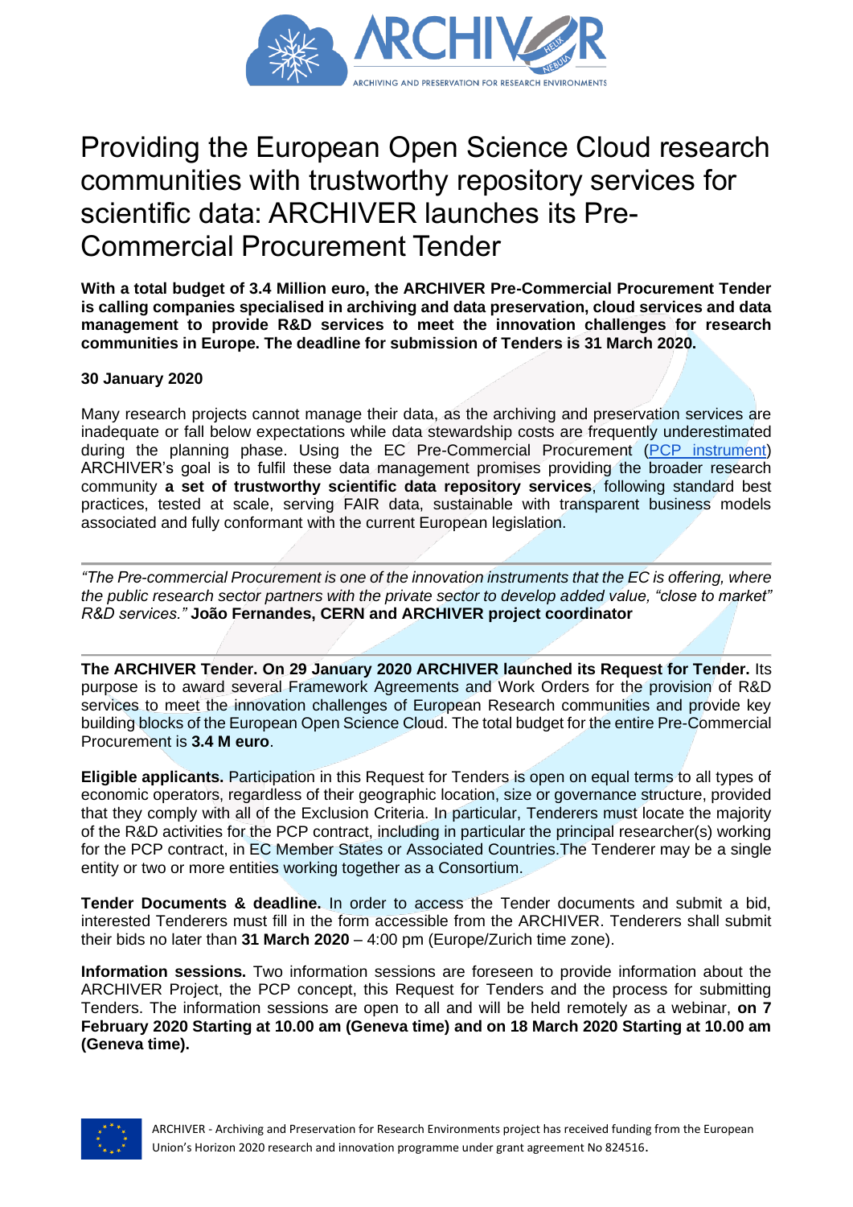# Providing the European Open Science Cloud research communities with trustworthy repository services for scientific data: ARCHIVER launches its Pre-Commercial Procurement Tender

**With a total budget of 3.4 Million euro, the ARCHIVER Pre-Commercial Procurement Tender is calling companies specialised in archiving and data preservation, cloud services and data management to provide R&D services to meet the innovation challenges for research communities in Europe. The deadline for submission of Tenders is 31 March 2020.**

**30 January 2020**

Many research projects cannot manage their data, as the archiving and preservation services are inadequate or fall below expectations while data stewardship costs are frequently underestimated during the planning phase. Using the EC Pre-Commercial Procurement (PCP instrument) ARCHIVER's goal is to fulfil these data management promises providing the broader research community **a set of trustworthy scientific data repository services**, following standard best practices, tested at scale, serving FAIR data, sustainable with transparent business models associated and fully conformant with the current European legislation.

---

*"The Pre-commercial Procurement is one of the innovation instruments that the EC is offering, where the public research sector partners with the private sector to develop added value, "close to market" R&D services."* **João Fernandes, CERN and ARCHIVER project coordinator**

---

**The ARCHIVER Tender. On 29 January 2020 ARCHIVER launched its Request for Tender.** Its purpose is to award several Framework Agreements and Work Orders for the provision of R&D services to meet the innovation challenges of European Research communities and provide key building blocks of the European Open Science Cloud. The total budget for the entire Pre-Commercial Procurement is **3.4 M euro**.

**Eligible applicants.** Participation in this Request for Tenders is open on equal terms to all types of economic operators, regardless of their geographic location, size or governance structure, provided that they comply with all of the Exclusion Criteria. In particular, Tenderers must locate the majority of the R&D activities for the PCP contract, including in particular the principal researcher(s) working for the PCP contract, in EC Member States or Associated Countries.The Tenderer may be a single entity or two or more entities working together as a Consortium.

**Tender Documents & deadline.** In order to access the Tender documents and submit a bid, interested Tenderers must fill in the form accessible from the ARCHIVER. Tenderers shall submit their bids no later than **31 March 2020** – 4:00 pm (Europe/Zurich time zone).

**Information sessions.** Two information sessions are foreseen to provide information about the ARCHIVER Project, the PCP concept, this Request for Tenders and the process for submitting Tenders. The information sessions are open to all and will be held remotely as a webinar, **on 7 February 2020 Starting at 10.00 am (Geneva time) and on 18 March 2020 Starting at 10.00 am (Geneva time).**

ARCHIVER - Archiving and Preservation for Research Environments project has received funding from the European Union's Horizon 2020 research and innovation programme under grant agreement No 824516.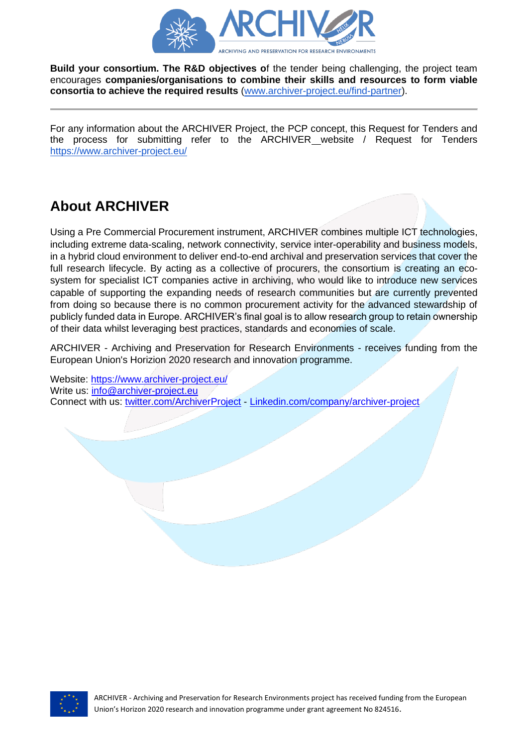**Build your consortium. The R&D objectives o**f the tender being challenging, the project team encourages **companies/organisations to combine their skills and resources to form viable consortia to achieve the required results** ([www.archiver-project.eu/find-partner](www.archiver-project.eu/find-partner)).

---

For any information about the ARCHIVER Project, the PCP concept, this Request for Tenders and the process for submitting refer to the ARCHIVER website / Request for Tenders [https://www.archiver-project.eu/](https://www.archiver-project.eu/)

## About ARCHIVER

Using a Pre Commercial Procurement instrument, ARCHIVER combines multiple ICT technologies, including extreme data-scaling, network connectivity, service inter-operability and business models, in a hybrid cloud environment to deliver end-to-end archival and preservation services that cover the full research lifecycle. By acting as a collective of procurers, the consortium is creating an eco-system for specialist ICT companies active in archiving, who would like to introduce new services capable of supporting the expanding needs of research communities but are currently prevented from doing so because there is no common procurement activity for the advanced stewardship of publicly funded data in Europe. ARCHIVER's final goal is to allow research group to retain ownership of their data whilst leveraging best practices, standards and economies of scale.

ARCHIVER - Archiving and Preservation for Research Environments - receives funding from the European Union's Horizon 2020 research and innovation programme.

Website: [https://www.archiver-project.eu/](https://www.archiver-project.eu/)
Write us: [info@archiver-project.eu](mailto:info@archiver-project.eu)
Connect with us: [twitter.com/ArchiverProject](twitter.com/ArchiverProject) - [Linkedin.com/company/archiver-project](Linkedin.com/company/archiver-project)

ARCHIVER - Archiving and Preservation for Research Environments project has received funding from the European Union's Horizon 2020 research and innovation programme under grant agreement No 824516.